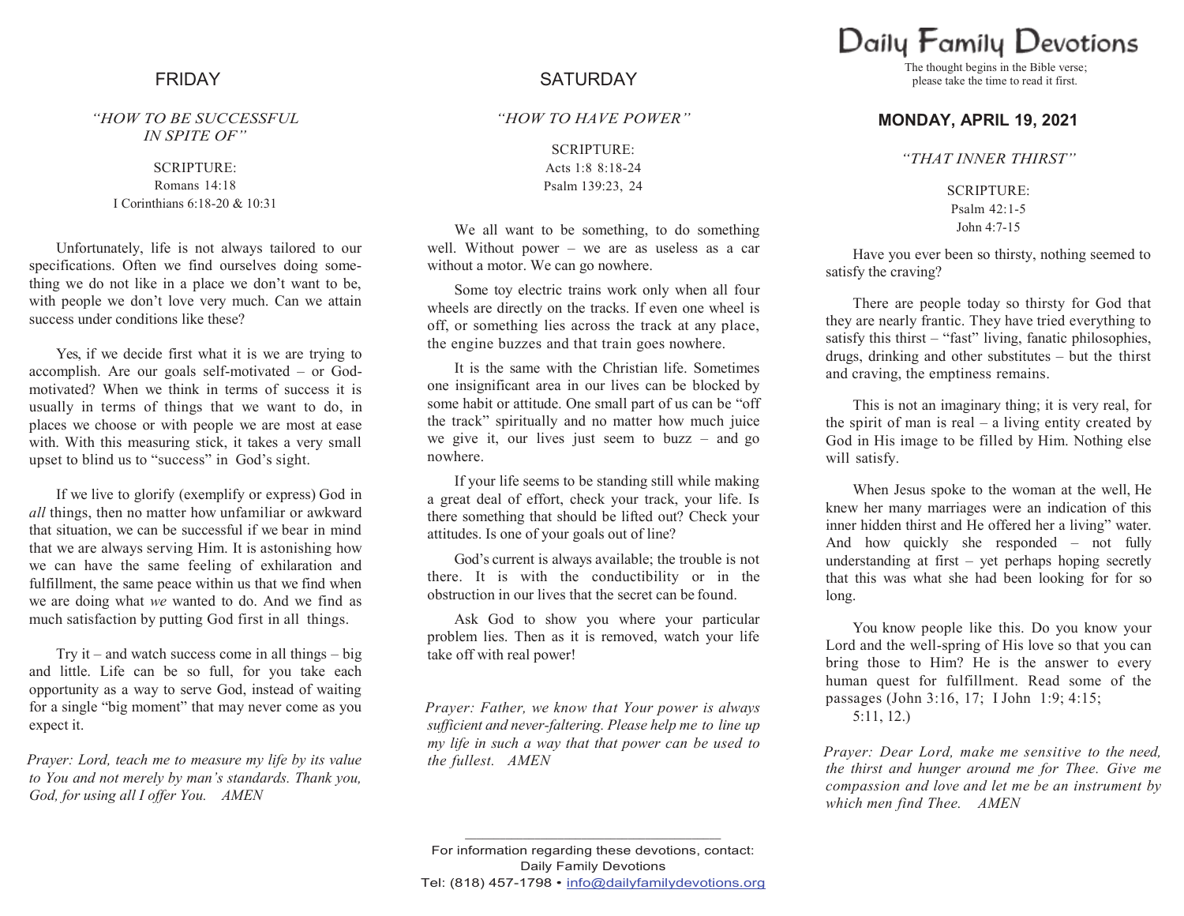# Daily Family Devotions

The thought begins in the Bible verse; please take the time to read it first.

## FRIDAY

### *"HOW TO BE SUCCESSFUL IN SPITE OF"*

SCRIPTURE:
Romans 14:18
I Corinthians 6:18-20 & 10:31

Unfortunately, life is not always tailored to our specifications. Often we find ourselves doing something we do not like in a place we don't want to be, with people we don't love very much. Can we attain success under conditions like these?

Yes, if we decide first what it is we are trying to accomplish. Are our goals self-motivated – or God-motivated? When we think in terms of success it is usually in terms of things that we want to do, in places we choose or with people we are most at ease with. With this measuring stick, it takes a very small upset to blind us to "success" in God's sight.

If we live to glorify (exemplify or express) God in *all* things, then no matter how unfamiliar or awkward that situation, we can be successful if we bear in mind that we are always serving Him. It is astonishing how we can have the same feeling of exhilaration and fulfillment, the same peace within us that we find when we are doing what *we* wanted to do. And we find as much satisfaction by putting God first in all things.

Try it – and watch success come in all things – big and little. Life can be so full, for you take each opportunity as a way to serve God, instead of waiting for a single "big moment" that may never come as you expect it.

*Prayer: Lord, teach me to measure my life by its value to You and not merely by man's standards. Thank you, God, for using all I offer You. AMEN*

## SATURDAY

### *"HOW TO HAVE POWER"*

SCRIPTURE:
Acts 1:8 8:18-24
Psalm 139:23, 24

We all want to be something, to do something well. Without power – we are as useless as a car without a motor. We can go nowhere.

Some toy electric trains work only when all four wheels are directly on the tracks. If even one wheel is off, or something lies across the track at any place, the engine buzzes and that train goes nowhere.

It is the same with the Christian life. Sometimes one insignificant area in our lives can be blocked by some habit or attitude. One small part of us can be "off the track" spiritually and no matter how much juice we give it, our lives just seem to buzz – and go nowhere.

If your life seems to be standing still while making a great deal of effort, check your track, your life. Is there something that should be lifted out? Check your attitudes. Is one of your goals out of line?

God's current is always available; the trouble is not there. It is with the conductibility or in the obstruction in our lives that the secret can be found.

Ask God to show you where your particular problem lies. Then as it is removed, watch your life take off with real power!

*Prayer: Father, we know that Your power is always sufficient and never-faltering. Please help me to line up my life in such a way that that power can be used to the fullest. AMEN*

## MONDAY, APRIL 19, 2021

### *"THAT INNER THIRST"*

SCRIPTURE:
Psalm 42:1-5
John 4:7-15

Have you ever been so thirsty, nothing seemed to satisfy the craving?

There are people today so thirsty for God that they are nearly frantic. They have tried everything to satisfy this thirst – "fast" living, fanatic philosophies, drugs, drinking and other substitutes – but the thirst and craving, the emptiness remains.

This is not an imaginary thing; it is very real, for the spirit of man is real – a living entity created by God in His image to be filled by Him. Nothing else will satisfy.

When Jesus spoke to the woman at the well, He knew her many marriages were an indication of this inner hidden thirst and He offered her a living" water. And how quickly she responded – not fully understanding at first – yet perhaps hoping secretly that this was what she had been looking for for so long.

You know people like this. Do you know your Lord and the well-spring of His love so that you can bring those to Him? He is the answer to every human quest for fulfillment. Read some of the passages (John 3:16, 17; I John 1:9; 4:15; 5:11, 12.)

*Prayer: Dear Lord, make me sensitive to the need, the thirst and hunger around me for Thee. Give me compassion and love and let me be an instrument by which men find Thee. AMEN*

---

For information regarding these devotions, contact:
Daily Family Devotions
Tel: (818) 457-1798 • info@dailyfamilydevotions.org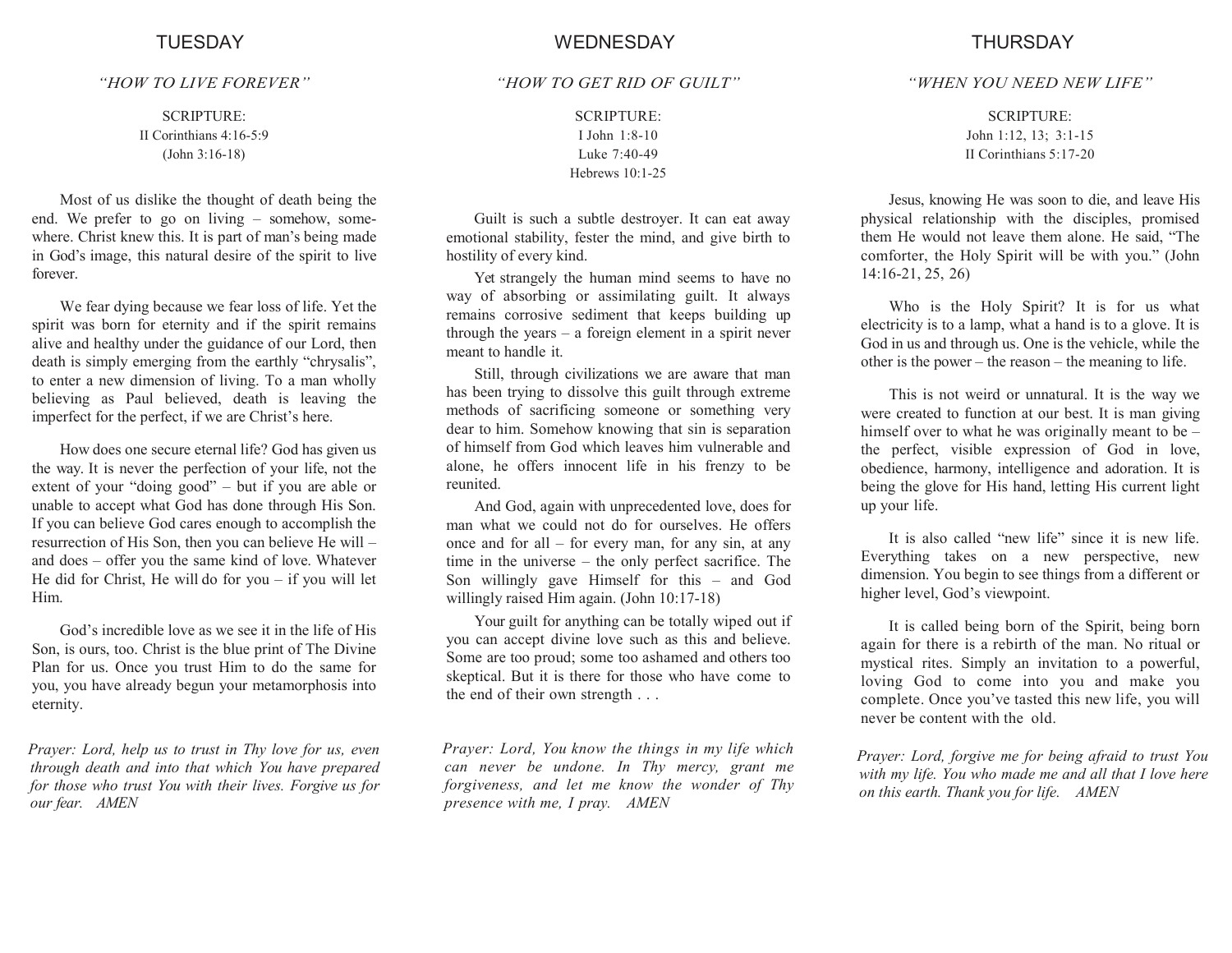## TUESDAY

*"HOW TO LIVE FOREVER"*

SCRIPTURE:
II Corinthians 4:16-5:9
(John 3:16-18)

Most of us dislike the thought of death being the end. We prefer to go on living – somehow, somewhere. Christ knew this. It is part of man's being made in God's image, this natural desire of the spirit to live forever.

We fear dying because we fear loss of life. Yet the spirit was born for eternity and if the spirit remains alive and healthy under the guidance of our Lord, then death is simply emerging from the earthly "chrysalis", to enter a new dimension of living. To a man wholly believing as Paul believed, death is leaving the imperfect for the perfect, if we are Christ's here.

How does one secure eternal life? God has given us the way. It is never the perfection of your life, not the extent of your "doing good" – but if you are able or unable to accept what God has done through His Son. If you can believe God cares enough to accomplish the resurrection of His Son, then you can believe He will – and does – offer you the same kind of love. Whatever He did for Christ, He will do for you – if you will let Him.

God's incredible love as we see it in the life of His Son, is ours, too. Christ is the blue print of The Divine Plan for us. Once you trust Him to do the same for you, you have already begun your metamorphosis into eternity.

*Prayer: Lord, help us to trust in Thy love for us, even through death and into that which You have prepared for those who trust You with their lives. Forgive us for our fear. AMEN*

## WEDNESDAY

*"HOW TO GET RID OF GUILT"*

SCRIPTURE:
I John 1:8-10
Luke 7:40-49
Hebrews 10:1-25

Guilt is such a subtle destroyer. It can eat away emotional stability, fester the mind, and give birth to hostility of every kind.

Yet strangely the human mind seems to have no way of absorbing or assimilating guilt. It always remains corrosive sediment that keeps building up through the years – a foreign element in a spirit never meant to handle it.

Still, through civilizations we are aware that man has been trying to dissolve this guilt through extreme methods of sacrificing someone or something very dear to him. Somehow knowing that sin is separation of himself from God which leaves him vulnerable and alone, he offers innocent life in his frenzy to be reunited.

And God, again with unprecedented love, does for man what we could not do for ourselves. He offers once and for all – for every man, for any sin, at any time in the universe – the only perfect sacrifice. The Son willingly gave Himself for this – and God willingly raised Him again. (John 10:17-18)

Your guilt for anything can be totally wiped out if you can accept divine love such as this and believe. Some are too proud; some too ashamed and others too skeptical. But it is there for those who have come to the end of their own strength . . .

*Prayer: Lord, You know the things in my life which can never be undone. In Thy mercy, grant me forgiveness, and let me know the wonder of Thy presence with me, I pray. AMEN*

## THURSDAY

*"WHEN YOU NEED NEW LIFE"*

SCRIPTURE:
John 1:12, 13; 3:1-15
II Corinthians 5:17-20

Jesus, knowing He was soon to die, and leave His physical relationship with the disciples, promised them He would not leave them alone. He said, "The comforter, the Holy Spirit will be with you." (John 14:16-21, 25, 26)

Who is the Holy Spirit? It is for us what electricity is to a lamp, what a hand is to a glove. It is God in us and through us. One is the vehicle, while the other is the power – the reason – the meaning to life.

This is not weird or unnatural. It is the way we were created to function at our best. It is man giving himself over to what he was originally meant to be – the perfect, visible expression of God in love, obedience, harmony, intelligence and adoration. It is being the glove for His hand, letting His current light up your life.

It is also called "new life" since it is new life. Everything takes on a new perspective, new dimension. You begin to see things from a different or higher level, God's viewpoint.

It is called being born of the Spirit, being born again for there is a rebirth of the man. No ritual or mystical rites. Simply an invitation to a powerful, loving God to come into you and make you complete. Once you've tasted this new life, you will never be content with the old.

*Prayer: Lord, forgive me for being afraid to trust You with my life. You who made me and all that I love here on this earth. Thank you for life. AMEN*